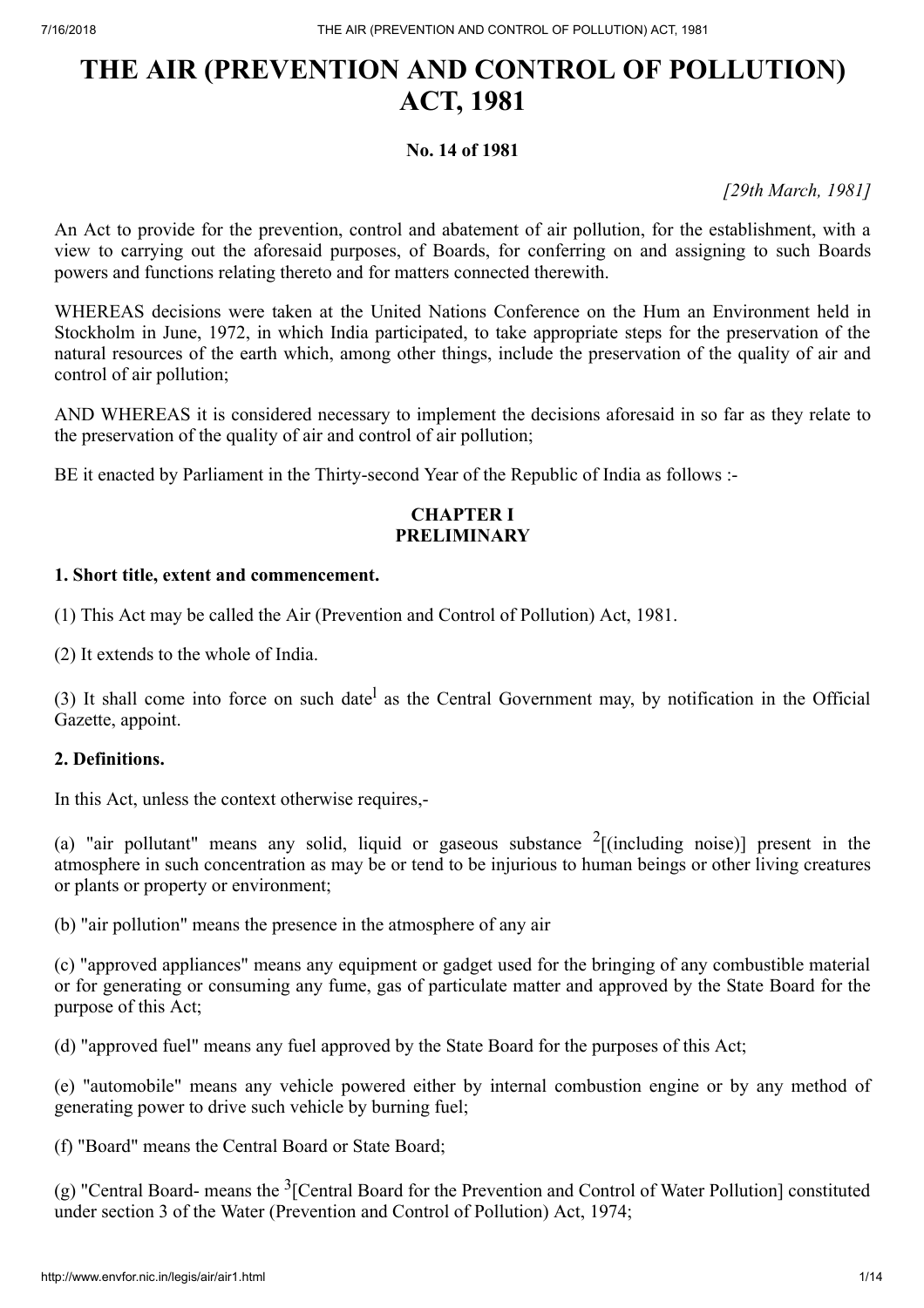# THE AIR (PREVENTION AND CONTROL OF POLLUTION) ACT, 1981

**No. 14 of 1981**

*[29th March, 1981]*

An Act to provide for the prevention, control and abatement of air pollution, for the establishment, with a view to carrying out the aforesaid purposes, of Boards, for conferring on and assigning to such Boards powers and functions relating thereto and for matters connected therewith.

WHEREAS decisions were taken at the United Nations Conference on the Hum an Environment held in Stockholm in June, 1972, in which India participated, to take appropriate steps for the preservation of the natural resources of the earth which, among other things, include the preservation of the quality of air and control of air pollution;

AND WHEREAS it is considered necessary to implement the decisions aforesaid in so far as they relate to the preservation of the quality of air and control of air pollution;

BE it enacted by Parliament in the Thirty-second Year of the Republic of India as follows :-

**CHAPTER I**
**PRELIMINARY**

**1. Short title, extent and commencement.**

(1) This Act may be called the Air (Prevention and Control of Pollution) Act, 1981.

(2) It extends to the whole of India.

(3) It shall come into force on such date[1] as the Central Government may, by notification in the Official Gazette, appoint.

**2. Definitions.**

In this Act, unless the context otherwise requires,-

(a) "air pollutant" means any solid, liquid or gaseous substance [2][(including noise)] present in the atmosphere in such concentration as may be or tend to be injurious to human beings or other living creatures or plants or property or environment;

(b) "air pollution" means the presence in the atmosphere of any air

(c) "approved appliances" means any equipment or gadget used for the bringing of any combustible material or for generating or consuming any fume, gas of particulate matter and approved by the State Board for the purpose of this Act;

(d) "approved fuel" means any fuel approved by the State Board for the purposes of this Act;

(e) "automobile" means any vehicle powered either by internal combustion engine or by any method of generating power to drive such vehicle by burning fuel;

(f) "Board" means the Central Board or State Board;

(g) "Central Board- means the [3][Central Board for the Prevention and Control of Water Pollution] constituted under section 3 of the Water (Prevention and Control of Pollution) Act, 1974;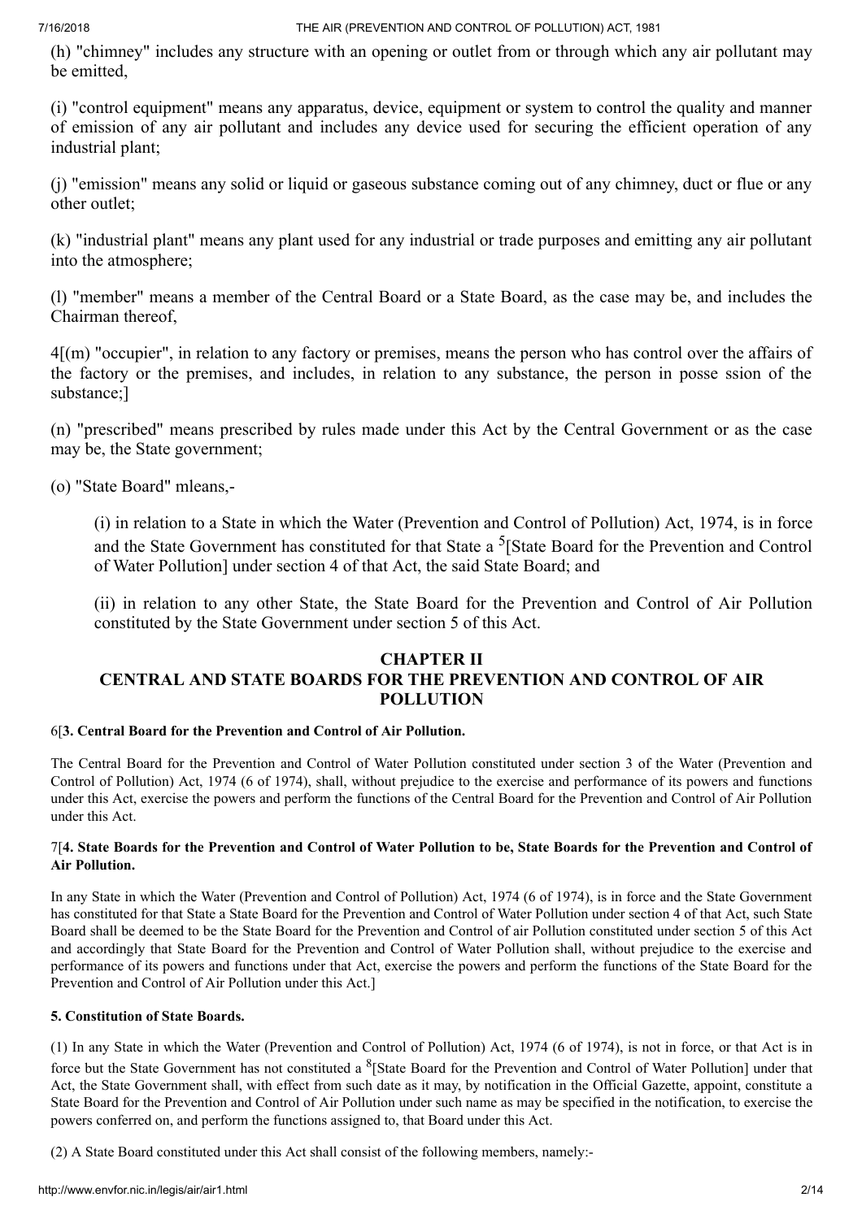(h) "chimney" includes any structure with an opening or outlet from or through which any air pollutant may be emitted,

(i) "control equipment" means any apparatus, device, equipment or system to control the quality and manner of emission of any air pollutant and includes any device used for securing the efficient operation of any industrial plant;

(j) "emission" means any solid or liquid or gaseous substance coming out of any chimney, duct or flue or any other outlet;

(k) "industrial plant" means any plant used for any industrial or trade purposes and emitting any air pollutant into the atmosphere;

(l) "member" means a member of the Central Board or a State Board, as the case may be, and includes the Chairman thereof,

4[(m) "occupier", in relation to any factory or premises, means the person who has control over the affairs of the factory or the premises, and includes, in relation to any substance, the person in posse ssion of the substance;]

(n) "prescribed" means prescribed by rules made under this Act by the Central Government or as the case may be, the State government;

(o) "State Board" mleans,-

> (i) in relation to a State in which the Water (Prevention and Control of Pollution) Act, 1974, is in force and the State Government has constituted for that State a [5][State Board for the Prevention and Control of Water Pollution] under section 4 of that Act, the said State Board; and
>
> (ii) in relation to any other State, the State Board for the Prevention and Control of Air Pollution constituted by the State Government under section 5 of this Act.

## CHAPTER II
## CENTRAL AND STATE BOARDS FOR THE PREVENTION AND CONTROL OF AIR POLLUTION

6[**3. Central Board for the Prevention and Control of Air Pollution.**

The Central Board for the Prevention and Control of Water Pollution constituted under section 3 of the Water (Prevention and Control of Pollution) Act, 1974 (6 of 1974), shall, without prejudice to the exercise and performance of its powers and functions under this Act, exercise the powers and perform the functions of the Central Board for the Prevention and Control of Air Pollution under this Act.

7[**4. State Boards for the Prevention and Control of Water Pollution to be, State Boards for the Prevention and Control of Air Pollution.**

In any State in which the Water (Prevention and Control of Pollution) Act, 1974 (6 of 1974), is in force and the State Government has constituted for that State a State Board for the Prevention and Control of Water Pollution under section 4 of that Act, such State Board shall be deemed to be the State Board for the Prevention and Control of air Pollution constituted under section 5 of this Act and accordingly that State Board for the Prevention and Control of Water Pollution shall, without prejudice to the exercise and performance of its powers and functions under that Act, exercise the powers and perform the functions of the State Board for the Prevention and Control of Air Pollution under this Act.]

**5. Constitution of State Boards.**

(1) In any State in which the Water (Prevention and Control of Pollution) Act, 1974 (6 of 1974), is not in force, or that Act is in force but the State Government has not constituted a [8][State Board for the Prevention and Control of Water Pollution] under that Act, the State Government shall, with effect from such date as it may, by notification in the Official Gazette, appoint, constitute a State Board for the Prevention and Control of Air Pollution under such name as may be specified in the notification, to exercise the powers conferred on, and perform the functions assigned to, that Board under this Act.

(2) A State Board constituted under this Act shall consist of the following members, namely:-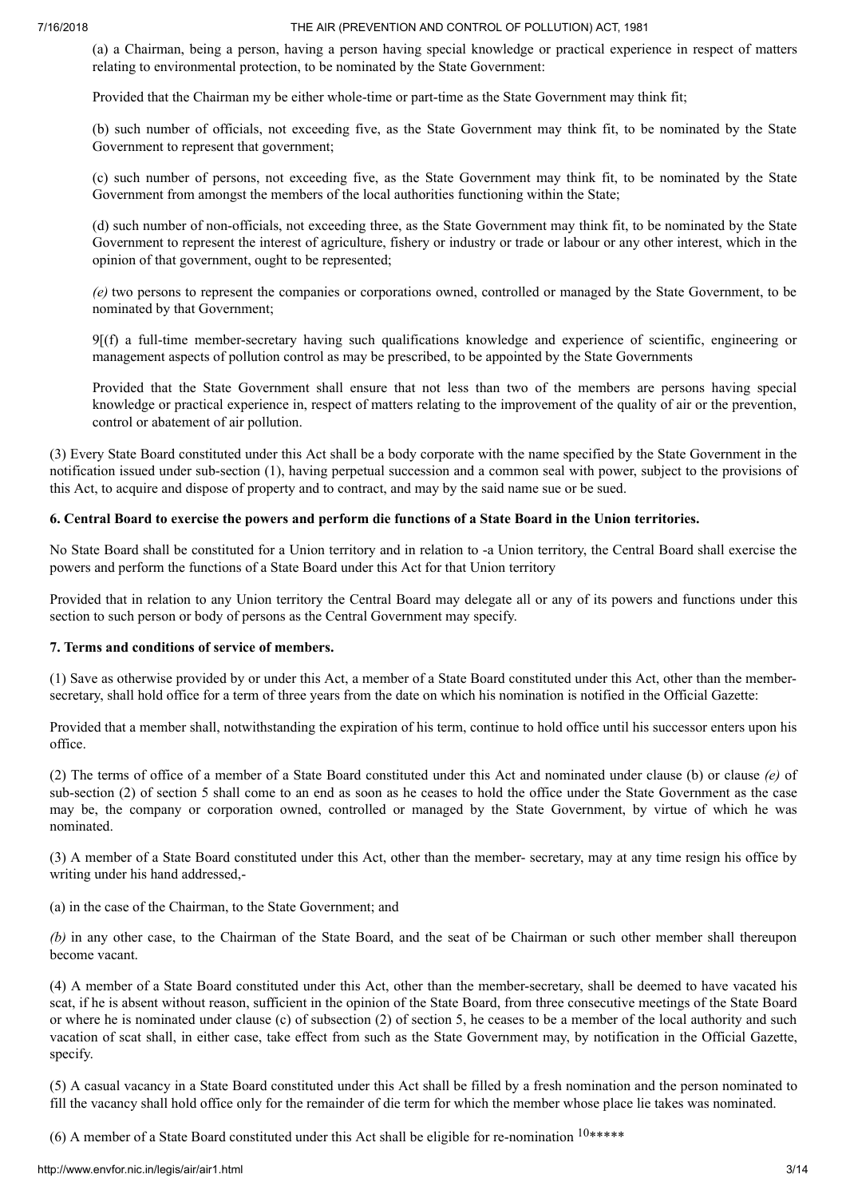(a) a Chairman, being a person, having a person having special knowledge or practical experience in respect of matters relating to environmental protection, to be nominated by the State Government:

Provided that the Chairman my be either whole-time or part-time as the State Government may think fit;

(b) such number of officials, not exceeding five, as the State Government may think fit, to be nominated by the State Government to represent that government;

(c) such number of persons, not exceeding five, as the State Government may think fit, to be nominated by the State Government from amongst the members of the local authorities functioning within the State;

(d) such number of non-officials, not exceeding three, as the State Government may think fit, to be nominated by the State Government to represent the interest of agriculture, fishery or industry or trade or labour or any other interest, which in the opinion of that government, ought to be represented;

*(e)* two persons to represent the companies or corporations owned, controlled or managed by the State Government, to be nominated by that Government;

9[(f) a full-time member-secretary having such qualifications knowledge and experience of scientific, engineering or management aspects of pollution control as may be prescribed, to be appointed by the State Governments

Provided that the State Government shall ensure that not less than two of the members are persons having special knowledge or practical experience in, respect of matters relating to the improvement of the quality of air or the prevention, control or abatement of air pollution.

(3) Every State Board constituted under this Act shall be a body corporate with the name specified by the State Government in the notification issued under sub-section (1), having perpetual succession and a common seal with power, subject to the provisions of this Act, to acquire and dispose of property and to contract, and may by the said name sue or be sued.

**6. Central Board to exercise the powers and perform die functions of a State Board in the Union territories.**

No State Board shall be constituted for a Union territory and in relation to -a Union territory, the Central Board shall exercise the powers and perform the functions of a State Board under this Act for that Union territory

Provided that in relation to any Union territory the Central Board may delegate all or any of its powers and functions under this section to such person or body of persons as the Central Government may specify.

**7. Terms and conditions of service of members.**

(1) Save as otherwise provided by or under this Act, a member of a State Board constituted under this Act, other than the member-secretary, shall hold office for a term of three years from the date on which his nomination is notified in the Official Gazette:

Provided that a member shall, notwithstanding the expiration of his term, continue to hold office until his successor enters upon his office.

(2) The terms of office of a member of a State Board constituted under this Act and nominated under clause (b) or clause *(e)* of sub-section (2) of section 5 shall come to an end as soon as he ceases to hold the office under the State Government as the case may be, the company or corporation owned, controlled or managed by the State Government, by virtue of which he was nominated.

(3) A member of a State Board constituted under this Act, other than the member- secretary, may at any time resign his office by writing under his hand addressed,-

(a) in the case of the Chairman, to the State Government; and

*(b)* in any other case, to the Chairman of the State Board, and the seat of be Chairman or such other member shall thereupon become vacant.

(4) A member of a State Board constituted under this Act, other than the member-secretary, shall be deemed to have vacated his scat, if he is absent without reason, sufficient in the opinion of the State Board, from three consecutive meetings of the State Board or where he is nominated under clause (c) of subsection (2) of section 5, he ceases to be a member of the local authority and such vacation of scat shall, in either case, take effect from such as the State Government may, by notification in the Official Gazette, specify.

(5) A casual vacancy in a State Board constituted under this Act shall be filled by a fresh nomination and the person nominated to fill the vacancy shall hold office only for the remainder of die term for which the member whose place lie takes was nominated.

(6) A member of a State Board constituted under this Act shall be eligible for re-nomination [10]*****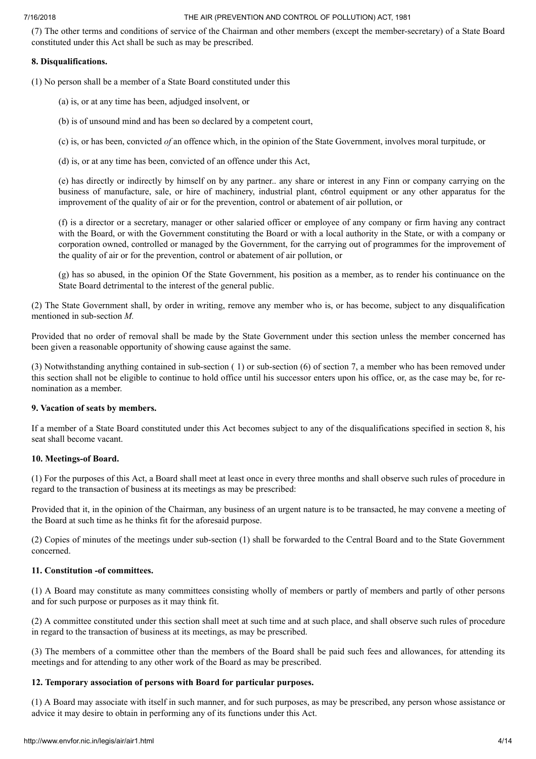(7) The other terms and conditions of service of the Chairman and other members (except the member-secretary) of a State Board constituted under this Act shall be such as may be prescribed.

**8. Disqualifications.**

(1) No person shall be a member of a State Board constituted under this

(a) is, or at any time has been, adjudged insolvent, or

(b) is of unsound mind and has been so declared by a competent court,

(c) is, or has been, convicted *of* an offence which, in the opinion of the State Government, involves moral turpitude, or

(d) is, or at any time has been, convicted of an offence under this Act,

(e) has directly or indirectly by himself on by any partner.. any share or interest in any Finn or company carrying on the business of manufacture, sale, or hire of machinery, industrial plant, c6ntrol equipment or any other apparatus for the improvement of the quality of air or for the prevention, control or abatement of air pollution, or

(f) is a director or a secretary, manager or other salaried officer or employee of any company or firm having any contract with the Board, or with the Government constituting the Board or with a local authority in the State, or with a company or corporation owned, controlled or managed by the Government, for the carrying out of programmes for the improvement of the quality of air or for the prevention, control or abatement of air pollution, or

(g) has so abused, in the opinion Of the State Government, his position as a member, as to render his continuance on the State Board detrimental to the interest of the general public.

(2) The State Government shall, by order in writing, remove any member who is, or has become, subject to any disqualification mentioned in sub-section *M.*

Provided that no order of removal shall be made by the State Government under this section unless the member concerned has been given a reasonable opportunity of showing cause against the same.

(3) Notwithstanding anything contained in sub-section ( 1) or sub-section (6) of section 7, a member who has been removed under this section shall not be eligible to continue to hold office until his successor enters upon his office, or, as the case may be, for re-nomination as a member.

**9. Vacation of seats by members.**

If a member of a State Board constituted under this Act becomes subject to any of the disqualifications specified in section 8, his seat shall become vacant.

**10. Meetings-of Board.**

(1) For the purposes of this Act, a Board shall meet at least once in every three months and shall observe such rules of procedure in regard to the transaction of business at its meetings as may be prescribed:

Provided that it, in the opinion of the Chairman, any business of an urgent nature is to be transacted, he may convene a meeting of the Board at such time as he thinks fit for the aforesaid purpose.

(2) Copies of minutes of the meetings under sub-section (1) shall be forwarded to the Central Board and to the State Government concerned.

**11. Constitution -of committees.**

(1) A Board may constitute as many committees consisting wholly of members or partly of members and partly of other persons and for such purpose or purposes as it may think fit.

(2) A committee constituted under this section shall meet at such time and at such place, and shall observe such rules of procedure in regard to the transaction of business at its meetings, as may be prescribed.

(3) The members of a committee other than the members of the Board shall be paid such fees and allowances, for attending its meetings and for attending to any other work of the Board as may be prescribed.

**12. Temporary association of persons with Board for particular purposes.**

(1) A Board may associate with itself in such manner, and for such purposes, as may be prescribed, any person whose assistance or advice it may desire to obtain in performing any of its functions under this Act.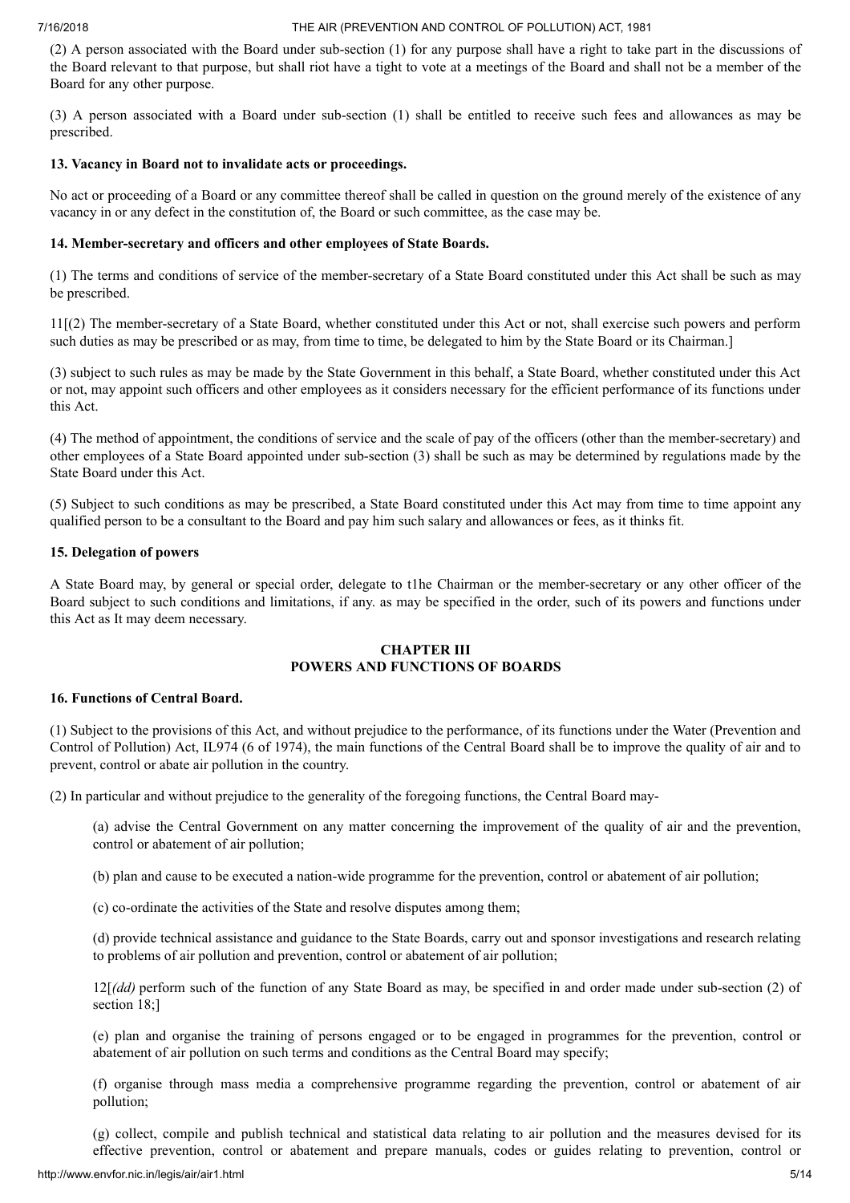(2) A person associated with the Board under sub-section (1) for any purpose shall have a right to take part in the discussions of the Board relevant to that purpose, but shall riot have a tight to vote at a meetings of the Board and shall not be a member of the Board for any other purpose.

(3) A person associated with a Board under sub-section (1) shall be entitled to receive such fees and allowances as may be prescribed.

**13. Vacancy in Board not to invalidate acts or proceedings.**

No act or proceeding of a Board or any committee thereof shall be called in question on the ground merely of the existence of any vacancy in or any defect in the constitution of, the Board or such committee, as the case may be.

**14. Member-secretary and officers and other employees of State Boards.**

(1) The terms and conditions of service of the member-secretary of a State Board constituted under this Act shall be such as may be prescribed.

11[(2) The member-secretary of a State Board, whether constituted under this Act or not, shall exercise such powers and perform such duties as may be prescribed or as may, from time to time, be delegated to him by the State Board or its Chairman.]

(3) subject to such rules as may be made by the State Government in this behalf, a State Board, whether constituted under this Act or not, may appoint such officers and other employees as it considers necessary for the efficient performance of its functions under this Act.

(4) The method of appointment, the conditions of service and the scale of pay of the officers (other than the member-secretary) and other employees of a State Board appointed under sub-section (3) shall be such as may be determined by regulations made by the State Board under this Act.

(5) Subject to such conditions as may be prescribed, a State Board constituted under this Act may from time to time appoint any qualified person to be a consultant to the Board and pay him such salary and allowances or fees, as it thinks fit.

**15. Delegation of powers**

A State Board may, by general or special order, delegate to t1he Chairman or the member-secretary or any other officer of the Board subject to such conditions and limitations, if any. as may be specified in the order, such of its powers and functions under this Act as It may deem necessary.

## CHAPTER III
## POWERS AND FUNCTIONS OF BOARDS

**16. Functions of Central Board.**

(1) Subject to the provisions of this Act, and without prejudice to the performance, of its functions under the Water (Prevention and Control of Pollution) Act, IL974 (6 of 1974), the main functions of the Central Board shall be to improve the quality of air and to prevent, control or abate air pollution in the country.

(2) In particular and without prejudice to the generality of the foregoing functions, the Central Board may-

(a) advise the Central Government on any matter concerning the improvement of the quality of air and the prevention, control or abatement of air pollution;

(b) plan and cause to be executed a nation-wide programme for the prevention, control or abatement of air pollution;

(c) co-ordinate the activities of the State and resolve disputes among them;

(d) provide technical assistance and guidance to the State Boards, carry out and sponsor investigations and research relating to problems of air pollution and prevention, control or abatement of air pollution;

12[*(dd)* perform such of the function of any State Board as may, be specified in and order made under sub-section (2) of section 18;]

(e) plan and organise the training of persons engaged or to be engaged in programmes for the prevention, control or abatement of air pollution on such terms and conditions as the Central Board may specify;

(f) organise through mass media a comprehensive programme regarding the prevention, control or abatement of air pollution;

(g) collect, compile and publish technical and statistical data relating to air pollution and the measures devised for its effective prevention, control or abatement and prepare manuals, codes or guides relating to prevention, control or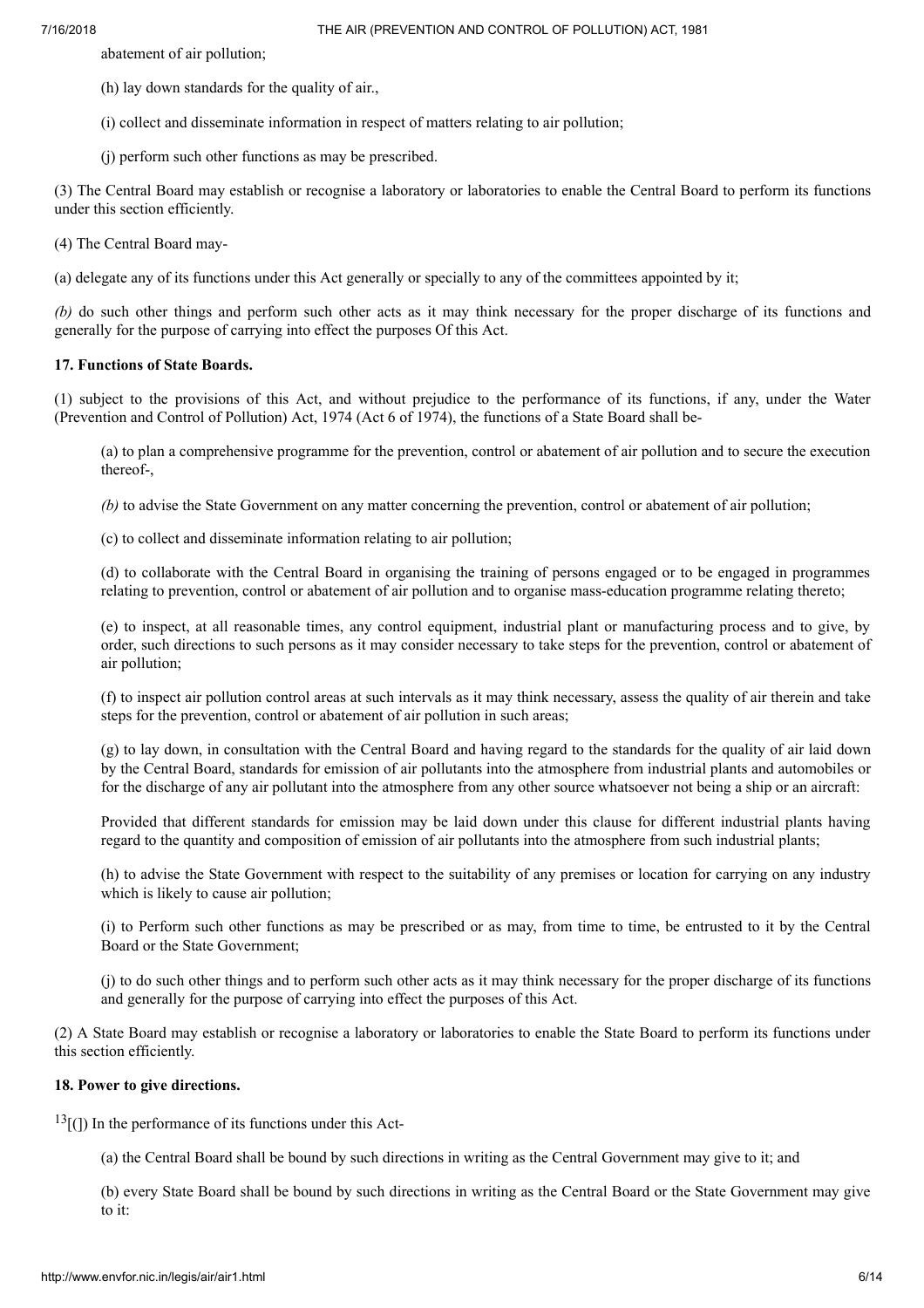abatement of air pollution;

(h) lay down standards for the quality of air.,

(i) collect and disseminate information in respect of matters relating to air pollution;

(j) perform such other functions as may be prescribed.

(3) The Central Board may establish or recognise a laboratory or laboratories to enable the Central Board to perform its functions under this section efficiently.

(4) The Central Board may-

(a) delegate any of its functions under this Act generally or specially to any of the committees appointed by it;

*(b)* do such other things and perform such other acts as it may think necessary for the proper discharge of its functions and generally for the purpose of carrying into effect the purposes Of this Act.

**17. Functions of State Boards.**

(1) subject to the provisions of this Act, and without prejudice to the performance of its functions, if any, under the Water (Prevention and Control of Pollution) Act, 1974 (Act 6 of 1974), the functions of a State Board shall be-

(a) to plan a comprehensive programme for the prevention, control or abatement of air pollution and to secure the execution thereof-,

*(b)* to advise the State Government on any matter concerning the prevention, control or abatement of air pollution;

(c) to collect and disseminate information relating to air pollution;

(d) to collaborate with the Central Board in organising the training of persons engaged or to be engaged in programmes relating to prevention, control or abatement of air pollution and to organise mass-education programme relating thereto;

(e) to inspect, at all reasonable times, any control equipment, industrial plant or manufacturing process and to give, by order, such directions to such persons as it may consider necessary to take steps for the prevention, control or abatement of air pollution;

(f) to inspect air pollution control areas at such intervals as it may think necessary, assess the quality of air therein and take steps for the prevention, control or abatement of air pollution in such areas;

(g) to lay down, in consultation with the Central Board and having regard to the standards for the quality of air laid down by the Central Board, standards for emission of air pollutants into the atmosphere from industrial plants and automobiles or for the discharge of any air pollutant into the atmosphere from any other source whatsoever not being a ship or an aircraft:

Provided that different standards for emission may be laid down under this clause for different industrial plants having regard to the quantity and composition of emission of air pollutants into the atmosphere from such industrial plants;

(h) to advise the State Government with respect to the suitability of any premises or location for carrying on any industry which is likely to cause air pollution;

(i) to Perform such other functions as may be prescribed or as may, from time to time, be entrusted to it by the Central Board or the State Government;

(j) to do such other things and to perform such other acts as it may think necessary for the proper discharge of its functions and generally for the purpose of carrying into effect the purposes of this Act.

(2) A State Board may establish or recognise a laboratory or laboratories to enable the State Board to perform its functions under this section efficiently.

**18. Power to give directions.**

[13][(]) In the performance of its functions under this Act-

(a) the Central Board shall be bound by such directions in writing as the Central Government may give to it; and

(b) every State Board shall be bound by such directions in writing as the Central Board or the State Government may give to it: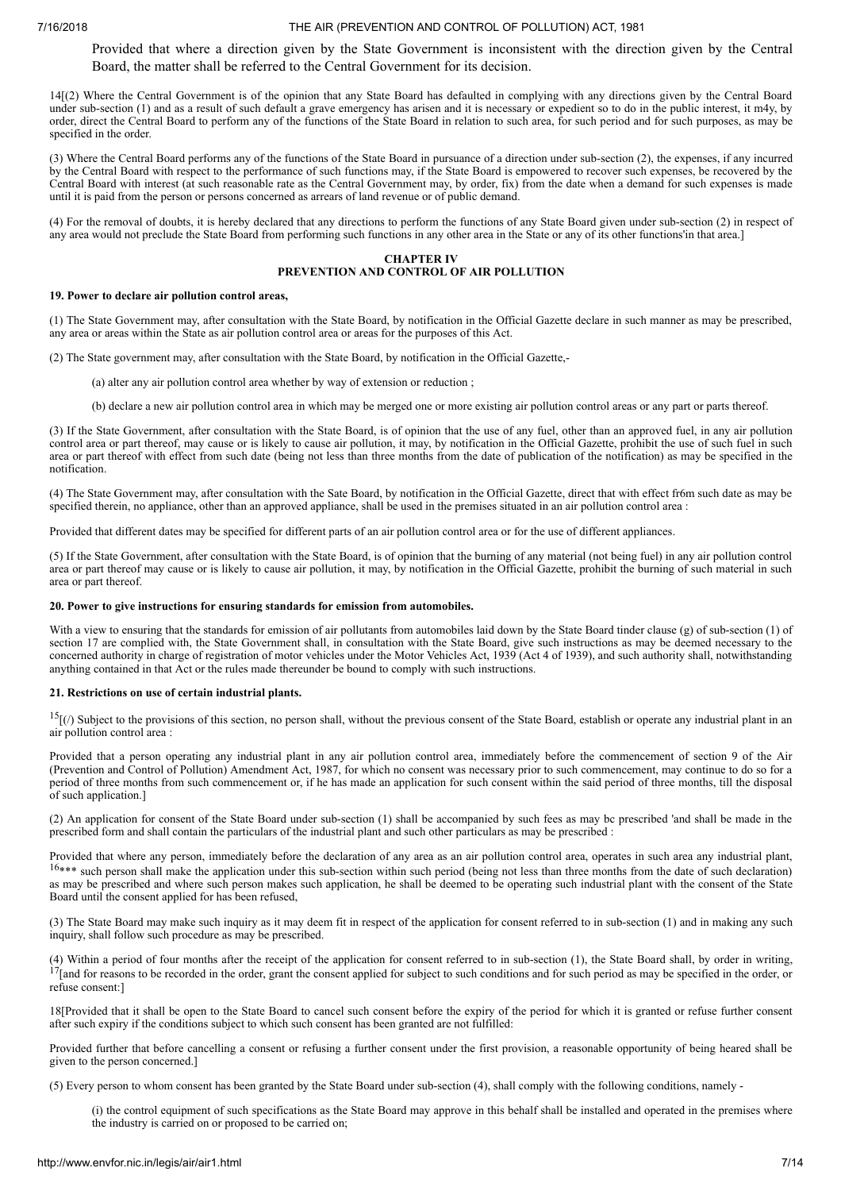Provided that where a direction given by the State Government is inconsistent with the direction given by the Central Board, the matter shall be referred to the Central Government for its decision.

14[(2) Where the Central Government is of the opinion that any State Board has defaulted in complying with any directions given by the Central Board under sub-section (1) and as a result of such default a grave emergency has arisen and it is necessary or expedient so to do in the public interest, it m4y, by order, direct the Central Board to perform any of the functions of the State Board in relation to such area, for such period and for such purposes, as may be specified in the order.

(3) Where the Central Board performs any of the functions of the State Board in pursuance of a direction under sub-section (2), the expenses, if any incurred by the Central Board with respect to the performance of such functions may, if the State Board is empowered to recover such expenses, be recovered by the Central Board with interest (at such reasonable rate as the Central Government may, by order, fix) from the date when a demand for such expenses is made until it is paid from the person or persons concerned as arrears of land revenue or of public demand.

(4) For the removal of doubts, it is hereby declared that any directions to perform the functions of any State Board given under sub-section (2) in respect of any area would not preclude the State Board from performing such functions in any other area in the State or any of its other functions'in that area.]

## CHAPTER IV
## PREVENTION AND CONTROL OF AIR POLLUTION

**19. Power to declare air pollution control areas,**

(1) The State Government may, after consultation with the State Board, by notification in the Official Gazette declare in such manner as may be prescribed, any area or areas within the State as air pollution control area or areas for the purposes of this Act.

(2) The State government may, after consultation with the State Board, by notification in the Official Gazette,-

(a) alter any air pollution control area whether by way of extension or reduction ;

(b) declare a new air pollution control area in which may be merged one or more existing air pollution control areas or any part or parts thereof.

(3) If the State Government, after consultation with the State Board, is of opinion that the use of any fuel, other than an approved fuel, in any air pollution control area or part thereof, may cause or is likely to cause air pollution, it may, by notification in the Official Gazette, prohibit the use of such fuel in such area or part thereof with effect from such date (being not less than three months from the date of publication of the notification) as may be specified in the notification.

(4) The State Government may, after consultation with the Sate Board, by notification in the Official Gazette, direct that with effect fr6m such date as may be specified therein, no appliance, other than an approved appliance, shall be used in the premises situated in an air pollution control area :

Provided that different dates may be specified for different parts of an air pollution control area or for the use of different appliances.

(5) If the State Government, after consultation with the State Board, is of opinion that the burning of any material (not being fuel) in any air pollution control area or part thereof may cause or is likely to cause air pollution, it may, by notification in the Official Gazette, prohibit the burning of such material in such area or part thereof.

**20. Power to give instructions for ensuring standards for emission from automobiles.**

With a view to ensuring that the standards for emission of air pollutants from automobiles laid down by the State Board tinder clause (g) of sub-section (1) of section 17 are complied with, the State Government shall, in consultation with the State Board, give such instructions as may be deemed necessary to the concerned authority in charge of registration of motor vehicles under the Motor Vehicles Act, 1939 (Act 4 of 1939), and such authority shall, notwithstanding anything contained in that Act or the rules made thereunder be bound to comply with such instructions.

**21. Restrictions on use of certain industrial plants.**

[15][(/) Subject to the provisions of this section, no person shall, without the previous consent of the State Board, establish or operate any industrial plant in an air pollution control area :

Provided that a person operating any industrial plant in any air pollution control area, immediately before the commencement of section 9 of the Air (Prevention and Control of Pollution) Amendment Act, 1987, for which no consent was necessary prior to such commencement, may continue to do so for a period of three months from such commencement or, if he has made an application for such consent within the said period of three months, till the disposal of such application.]

(2) An application for consent of the State Board under sub-section (1) shall be accompanied by such fees as may bc prescribed 'and shall be made in the prescribed form and shall contain the particulars of the industrial plant and such other particulars as may be prescribed :

Provided that where any person, immediately before the declaration of any area as an air pollution control area, operates in such area any industrial plant, [16]*** such person shall make the application under this sub-section within such period (being not less than three months from the date of such declaration) as may be prescribed and where such person makes such application, he shall be deemed to be operating such industrial plant with the consent of the State Board until the consent applied for has been refused,

(3) The State Board may make such inquiry as it may deem fit in respect of the application for consent referred to in sub-section (1) and in making any such inquiry, shall follow such procedure as may be prescribed.

(4) Within a period of four months after the receipt of the application for consent referred to in sub-section (1), the State Board shall, by order in writing, [17][and for reasons to be recorded in the order, grant the consent applied for subject to such conditions and for such period as may be specified in the order, or refuse consent:]

18[Provided that it shall be open to the State Board to cancel such consent before the expiry of the period for which it is granted or refuse further consent after such expiry if the conditions subject to which such consent has been granted are not fulfilled:

Provided further that before cancelling a consent or refusing a further consent under the first provision, a reasonable opportunity of being heared shall be given to the person concerned.]

(5) Every person to whom consent has been granted by the State Board under sub-section (4), shall comply with the following conditions, namely -

(i) the control equipment of such specifications as the State Board may approve in this behalf shall be installed and operated in the premises where the industry is carried on or proposed to be carried on;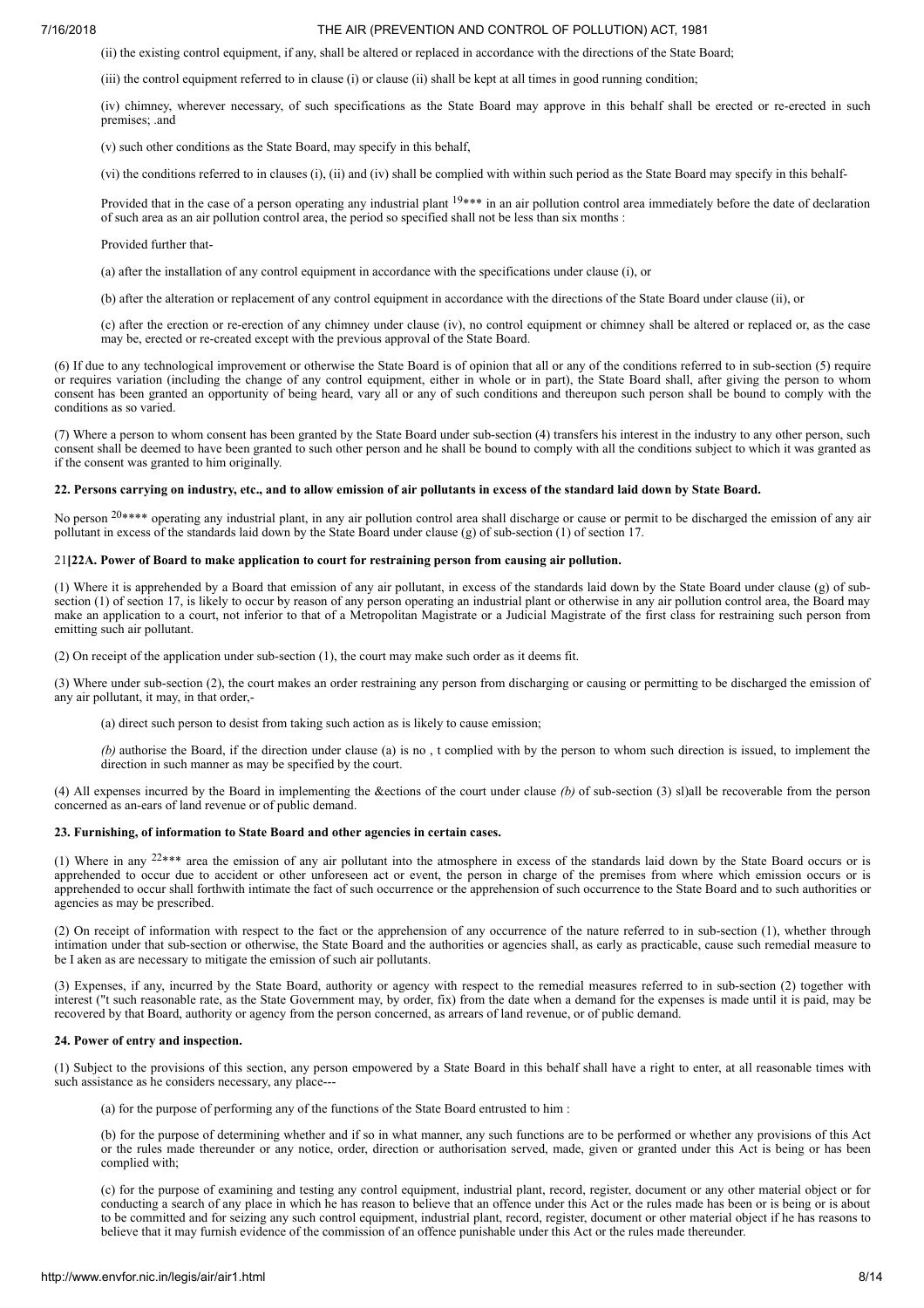(ii) the existing control equipment, if any, shall be altered or replaced in accordance with the directions of the State Board;

(iii) the control equipment referred to in clause (i) or clause (ii) shall be kept at all times in good running condition;

(iv) chimney, wherever necessary, of such specifications as the State Board may approve in this behalf shall be erected or re-erected in such premises; .and

(v) such other conditions as the State Board, may specify in this behalf,

(vi) the conditions referred to in clauses (i), (ii) and (iv) shall be complied with within such period as the State Board may specify in this behalf-

Provided that in the case of a person operating any industrial plant [19]*** in an air pollution control area immediately before the date of declaration of such area as an air pollution control area, the period so specified shall not be less than six months :

Provided further that-

(a) after the installation of any control equipment in accordance with the specifications under clause (i), or

(b) after the alteration or replacement of any control equipment in accordance with the directions of the State Board under clause (ii), or

(c) after the erection or re-erection of any chimney under clause (iv), no control equipment or chimney shall be altered or replaced or, as the case may be, erected or re-created except with the previous approval of the State Board.

(6) If due to any technological improvement or otherwise the State Board is of opinion that all or any of the conditions referred to in sub-section (5) require or requires variation (including the change of any control equipment, either in whole or in part), the State Board shall, after giving the person to whom consent has been granted an opportunity of being heard, vary all or any of such conditions and thereupon such person shall be bound to comply with the conditions as so varied.

(7) Where a person to whom consent has been granted by the State Board under sub-section (4) transfers his interest in the industry to any other person, such consent shall be deemed to have been granted to such other person and he shall be bound to comply with all the conditions subject to which it was granted as if the consent was granted to him originally.

**22. Persons carrying on industry, etc., and to allow emission of air pollutants in excess of the standard laid down by State Board.**

No person [20]**** operating any industrial plant, in any air pollution control area shall discharge or cause or permit to be discharged the emission of any air pollutant in excess of the standards laid down by the State Board under clause (g) of sub-section (1) of section 17.

21**[22A. Power of Board to make application to court for restraining person from causing air pollution.**

(1) Where it is apprehended by a Board that emission of any air pollutant, in excess of the standards laid down by the State Board under clause (g) of sub-section (1) of section 17, is likely to occur by reason of any person operating an industrial plant or otherwise in any air pollution control area, the Board may make an application to a court, not inferior to that of a Metropolitan Magistrate or a Judicial Magistrate of the first class for restraining such person from emitting such air pollutant.

(2) On receipt of the application under sub-section (1), the court may make such order as it deems fit.

(3) Where under sub-section (2), the court makes an order restraining any person from discharging or causing or permitting to be discharged the emission of any air pollutant, it may, in that order,-

(a) direct such person to desist from taking such action as is likely to cause emission;

*(b)* authorise the Board, if the direction under clause (a) is no , t complied with by the person to whom such direction is issued, to implement the direction in such manner as may be specified by the court.

(4) All expenses incurred by the Board in implementing the &ections of the court under clause *(b)* of sub-section (3) sl)all be recoverable from the person concerned as an-ears of land revenue or of public demand.

**23. Furnishing, of information to State Board and other agencies in certain cases.**

(1) Where in any [22]*** area the emission of any air pollutant into the atmosphere in excess of the standards laid down by the State Board occurs or is apprehended to occur due to accident or other unforeseen act or event, the person in charge of the premises from where which emission occurs or is apprehended to occur shall forthwith intimate the fact of such occurrence or the apprehension of such occurrence to the State Board and to such authorities or agencies as may be prescribed.

(2) On receipt of information with respect to the fact or the apprehension of any occurrence of the nature referred to in sub-section (1), whether through intimation under that sub-section or otherwise, the State Board and the authorities or agencies shall, as early as practicable, cause such remedial measure to be I aken as are necessary to mitigate the emission of such air pollutants.

(3) Expenses, if any, incurred by the State Board, authority or agency with respect to the remedial measures referred to in sub-section (2) together with interest ("t such reasonable rate, as the State Government may, by order, fix) from the date when a demand for the expenses is made until it is paid, may be recovered by that Board, authority or agency from the person concerned, as arrears of land revenue, or of public demand.

**24. Power of entry and inspection.**

(1) Subject to the provisions of this section, any person empowered by a State Board in this behalf shall have a right to enter, at all reasonable times with such assistance as he considers necessary, any place---

(a) for the purpose of performing any of the functions of the State Board entrusted to him :

(b) for the purpose of determining whether and if so in what manner, any such functions are to be performed or whether any provisions of this Act or the rules made thereunder or any notice, order, direction or authorisation served, made, given or granted under this Act is being or has been complied with;

(c) for the purpose of examining and testing any control equipment, industrial plant, record, register, document or any other material object or for conducting a search of any place in which he has reason to believe that an offence under this Act or the rules made has been or is being or is about to be committed and for seizing any such control equipment, industrial plant, record, register, document or other material object if he has reasons to believe that it may furnish evidence of the commission of an offence punishable under this Act or the rules made thereunder.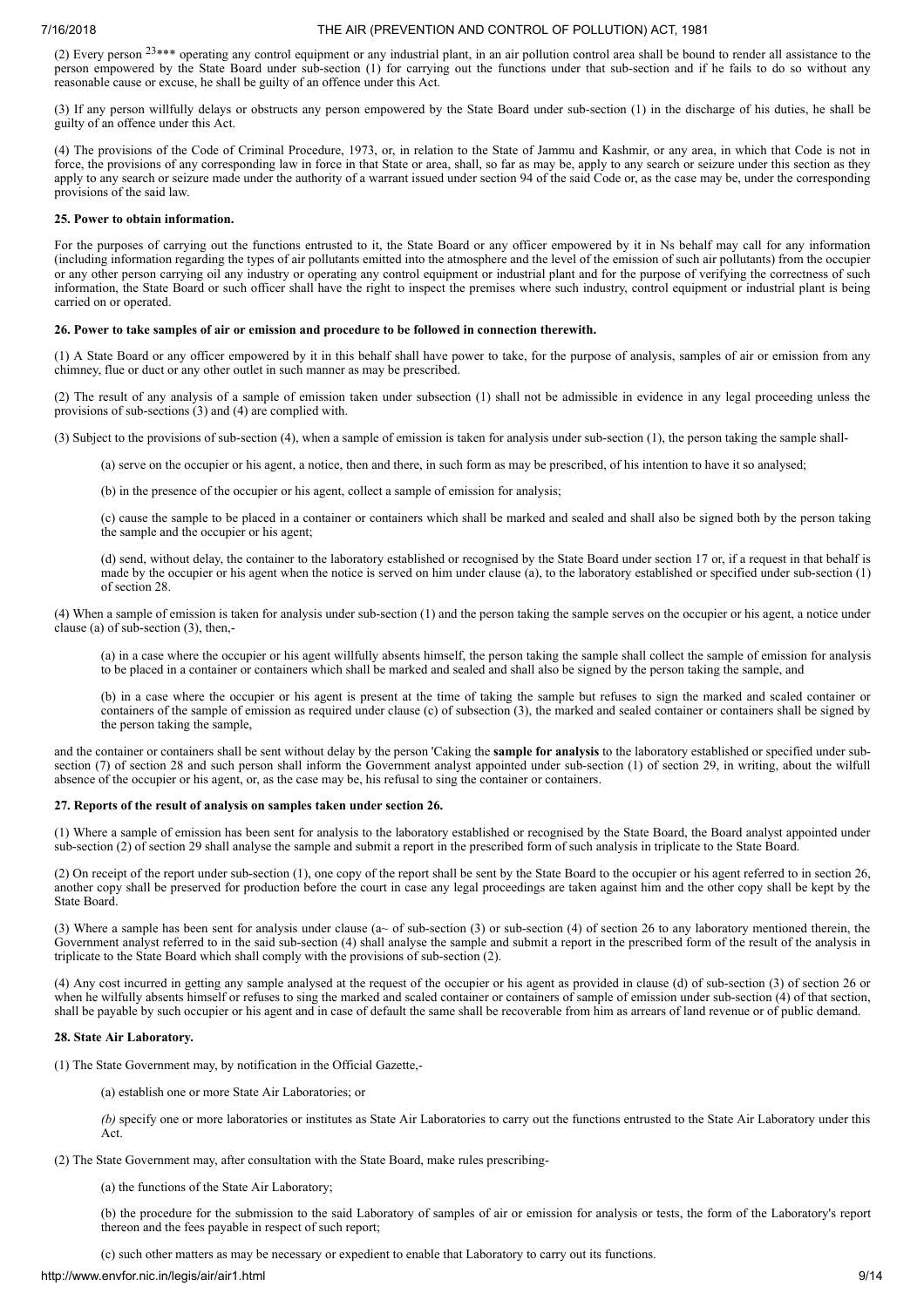(2) Every person [23]*** operating any control equipment or any industrial plant, in an air pollution control area shall be bound to render all assistance to the person empowered by the State Board under sub-section (1) for carrying out the functions under that sub-section and if he fails to do so without any reasonable cause or excuse, he shall be guilty of an offence under this Act.

(3) If any person willfully delays or obstructs any person empowered by the State Board under sub-section (1) in the discharge of his duties, he shall be guilty of an offence under this Act.

(4) The provisions of the Code of Criminal Procedure, 1973, or, in relation to the State of Jammu and Kashmir, or any area, in which that Code is not in force, the provisions of any corresponding law in force in that State or area, shall, so far as may be, apply to any search or seizure under this section as they apply to any search or seizure made under the authority of a warrant issued under section 94 of the said Code or, as the case may be, under the corresponding provisions of the said law.

**25. Power to obtain information.**

For the purposes of carrying out the functions entrusted to it, the State Board or any officer empowered by it in Ns behalf may call for any information (including information regarding the types of air pollutants emitted into the atmosphere and the level of the emission of such air pollutants) from the occupier or any other person carrying oil any industry or operating any control equipment or industrial plant and for the purpose of verifying the correctness of such information, the State Board or such officer shall have the right to inspect the premises where such industry, control equipment or industrial plant is being carried on or operated.

**26. Power to take samples of air or emission and procedure to be followed in connection therewith.**

(1) A State Board or any officer empowered by it in this behalf shall have power to take, for the purpose of analysis, samples of air or emission from any chimney, flue or duct or any other outlet in such manner as may be prescribed.

(2) The result of any analysis of a sample of emission taken under subsection (1) shall not be admissible in evidence in any legal proceeding unless the provisions of sub-sections (3) and (4) are complied with.

(3) Subject to the provisions of sub-section (4), when a sample of emission is taken for analysis under sub-section (1), the person taking the sample shall-

(a) serve on the occupier or his agent, a notice, then and there, in such form as may be prescribed, of his intention to have it so analysed;

(b) in the presence of the occupier or his agent, collect a sample of emission for analysis;

(c) cause the sample to be placed in a container or containers which shall be marked and sealed and shall also be signed both by the person taking the sample and the occupier or his agent;

(d) send, without delay, the container to the laboratory established or recognised by the State Board under section 17 or, if a request in that behalf is made by the occupier or his agent when the notice is served on him under clause (a), to the laboratory established or specified under sub-section (1) of section 28.

(4) When a sample of emission is taken for analysis under sub-section (1) and the person taking the sample serves on the occupier or his agent, a notice under clause (a) of sub-section (3), then,-

(a) in a case where the occupier or his agent willfully absents himself, the person taking the sample shall collect the sample of emission for analysis to be placed in a container or containers which shall be marked and sealed and shall also be signed by the person taking the sample, and

(b) in a case where the occupier or his agent is present at the time of taking the sample but refuses to sign the marked and scaled container or containers of the sample of emission as required under clause (c) of subsection (3), the marked and sealed container or containers shall be signed by the person taking the sample,

and the container or containers shall be sent without delay by the person 'Caking the **sample for analysis** to the laboratory established or specified under sub-section (7) of section 28 and such person shall inform the Government analyst appointed under sub-section (1) of section 29, in writing, about the wilfull absence of the occupier or his agent, or, as the case may be, his refusal to sing the container or containers.

**27. Reports of the result of analysis on samples taken under section 26.**

(1) Where a sample of emission has been sent for analysis to the laboratory established or recognised by the State Board, the Board analyst appointed under sub-section (2) of section 29 shall analyse the sample and submit a report in the prescribed form of such analysis in triplicate to the State Board.

(2) On receipt of the report under sub-section (1), one copy of the report shall be sent by the State Board to the occupier or his agent referred to in section 26, another copy shall be preserved for production before the court in case any legal proceedings are taken against him and the other copy shall be kept by the State Board.

(3) Where a sample has been sent for analysis under clause (a~ of sub-section (3) or sub-section (4) of section 26 to any laboratory mentioned therein, the Government analyst referred to in the said sub-section (4) shall analyse the sample and submit a report in the prescribed form of the result of the analysis in triplicate to the State Board which shall comply with the provisions of sub-section (2).

(4) Any cost incurred in getting any sample analysed at the request of the occupier or his agent as provided in clause (d) of sub-section (3) of section 26 or when he wilfully absents himself or refuses to sing the marked and scaled container or containers of sample of emission under sub-section (4) of that section, shall be payable by such occupier or his agent and in case of default the same shall be recoverable from him as arrears of land revenue or of public demand.

**28. State Air Laboratory.**

(1) The State Government may, by notification in the Official Gazette,-

(a) establish one or more State Air Laboratories; or

*(b)* specify one or more laboratories or institutes as State Air Laboratories to carry out the functions entrusted to the State Air Laboratory under this Act.

(2) The State Government may, after consultation with the State Board, make rules prescribing-

(a) the functions of the State Air Laboratory;

(b) the procedure for the submission to the said Laboratory of samples of air or emission for analysis or tests, the form of the Laboratory's report thereon and the fees payable in respect of such report;

(c) such other matters as may be necessary or expedient to enable that Laboratory to carry out its functions.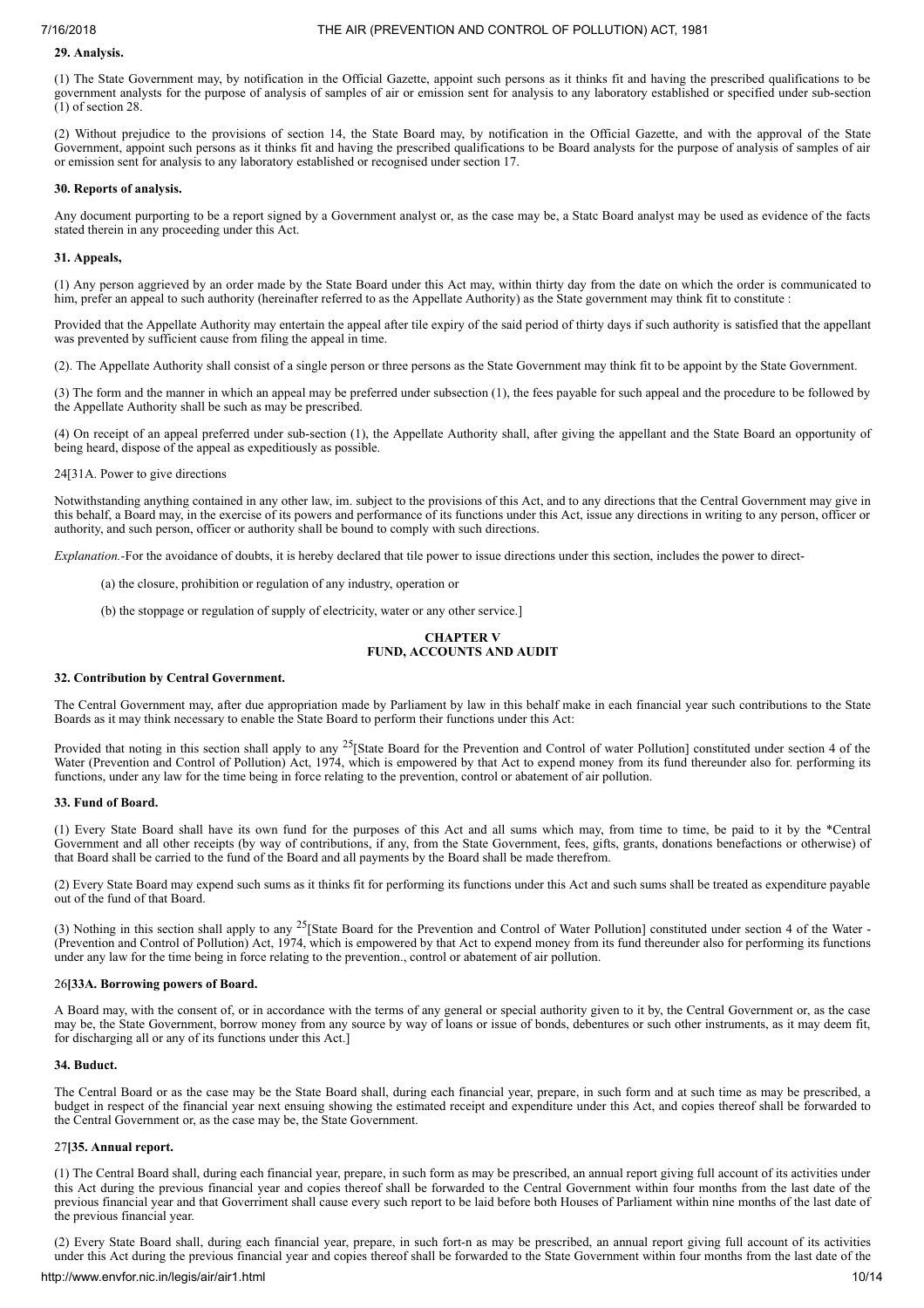**29. Analysis.**

(1) The State Government may, by notification in the Official Gazette, appoint such persons as it thinks fit and having the prescribed qualifications to be government analysts for the purpose of analysis of samples of air or emission sent for analysis to any laboratory established or specified under sub-section (1) of section 28.

(2) Without prejudice to the provisions of section 14, the State Board may, by notification in the Official Gazette, and with the approval of the State Government, appoint such persons as it thinks fit and having the prescribed qualifications to be Board analysts for the purpose of analysis of samples of air or emission sent for analysis to any laboratory established or recognised under section 17.

**30. Reports of analysis.**

Any document purporting to be a report signed by a Government analyst or, as the case may be, a Statc Board analyst may be used as evidence of the facts stated therein in any proceeding under this Act.

**31. Appeals,**

(1) Any person aggrieved by an order made by the State Board under this Act may, within thirty day from the date on which the order is communicated to him, prefer an appeal to such authority (hereinafter referred to as the Appellate Authority) as the State government may think fit to constitute :

Provided that the Appellate Authority may entertain the appeal after tile expiry of the said period of thirty days if such authority is satisfied that the appellant was prevented by sufficient cause from filing the appeal in time.

(2). The Appellate Authority shall consist of a single person or three persons as the State Government may think fit to be appoint by the State Government.

(3) The form and the manner in which an appeal may be preferred under subsection (1), the fees payable for such appeal and the procedure to be followed by the Appellate Authority shall be such as may be prescribed.

(4) On receipt of an appeal preferred under sub-section (1), the Appellate Authority shall, after giving the appellant and the State Board an opportunity of being heard, dispose of the appeal as expeditiously as possible.

24[31A. Power to give directions

Notwithstanding anything contained in any other law, im. subject to the provisions of this Act, and to any directions that the Central Government may give in this behalf, a Board may, in the exercise of its powers and performance of its functions under this Act, issue any directions in writing to any person, officer or authority, and such person, officer or authority shall be bound to comply with such directions.

*Explanation.*-For the avoidance of doubts, it is hereby declared that tile power to issue directions under this section, includes the power to direct-

(a) the closure, prohibition or regulation of any industry, operation or

(b) the stoppage or regulation of supply of electricity, water or any other service.]

## CHAPTER V
## FUND, ACCOUNTS AND AUDIT

**32. Contribution by Central Government.**

The Central Government may, after due appropriation made by Parliament by law in this behalf make in each financial year such contributions to the State Boards as it may think necessary to enable the State Board to perform their functions under this Act:

Provided that noting in this section shall apply to any [25][State Board for the Prevention and Control of water Pollution] constituted under section 4 of the Water (Prevention and Control of Pollution) Act, 1974, which is empowered by that Act to expend money from its fund thereunder also for. performing its functions, under any law for the time being in force relating to the prevention, control or abatement of air pollution.

**33. Fund of Board.**

(1) Every State Board shall have its own fund for the purposes of this Act and all sums which may, from time to time, be paid to it by the *Central Government and all other receipts (by way of contributions, if any, from the State Government, fees, gifts, grants, donations benefactions or otherwise) of that Board shall be carried to the fund of the Board and all payments by the Board shall be made therefrom.

(2) Every State Board may expend such sums as it thinks fit for performing its functions under this Act and such sums shall be treated as expenditure payable out of the fund of that Board.

(3) Nothing in this section shall apply to any [25][State Board for the Prevention and Control of Water Pollution] constituted under section 4 of the Water - (Prevention and Control of Pollution) Act, 1974, which is empowered by that Act to expend money from its fund thereunder also for performing its functions under any law for the time being in force relating to the prevention., control or abatement of air pollution.

26**[33A. Borrowing powers of Board.**

A Board may, with the consent of, or in accordance with the terms of any general or special authority given to it by, the Central Government or, as the case may be, the State Government, borrow money from any source by way of loans or issue of bonds, debentures or such other instruments, as it may deem fit, for discharging all or any of its functions under this Act.]

**34. Buduct.**

The Central Board or as the case may be the State Board shall, during each financial year, prepare, in such form and at such time as may be prescribed, a budget in respect of the financial year next ensuing showing the estimated receipt and expenditure under this Act, and copies thereof shall be forwarded to the Central Government or, as the case may be, the State Government.

27**[35. Annual report.**

(1) The Central Board shall, during each financial year, prepare, in such form as may be prescribed, an annual report giving full account of its activities under this Act during the previous financial year and copies thereof shall be forwarded to the Central Government within four months from the last date of the previous financial year and that Goverriment shall cause every such report to be laid before both Houses of Parliament within nine months of the last date of the previous financial year.

(2) Every State Board shall, during each financial year, prepare, in such fort-n as may be prescribed, an annual report giving full account of its activities under this Act during the previous financial year and copies thereof shall be forwarded to the State Government within four months from the last date of the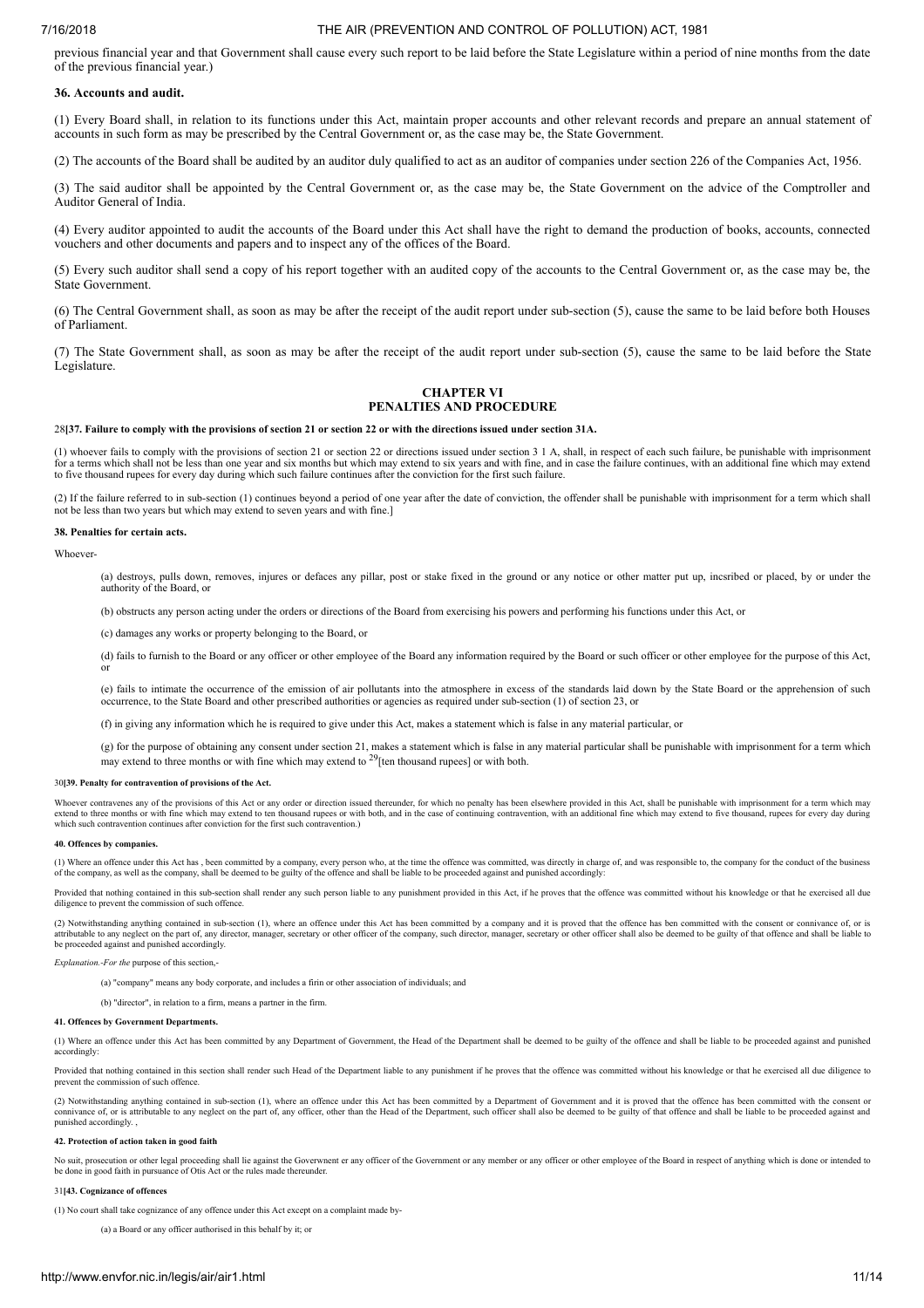previous financial year and that Government shall cause every such report to be laid before the State Legislature within a period of nine months from the date of the previous financial year.)

#### 36. Accounts and audit.

(1) Every Board shall, in relation to its functions under this Act, maintain proper accounts and other relevant records and prepare an annual statement of accounts in such form as may be prescribed by the Central Government or, as the case may be, the State Government.

(2) The accounts of the Board shall be audited by an auditor duly qualified to act as an auditor of companies under section 226 of the Companies Act, 1956.

(3) The said auditor shall be appointed by the Central Government or, as the case may be, the State Government on the advice of the Comptroller and Auditor General of India.

(4) Every auditor appointed to audit the accounts of the Board under this Act shall have the right to demand the production of books, accounts, connected vouchers and other documents and papers and to inspect any of the offices of the Board.

(5) Every such auditor shall send a copy of his report together with an audited copy of the accounts to the Central Government or, as the case may be, the State Government.

(6) The Central Government shall, as soon as may be after the receipt of the audit report under sub-section (5), cause the same to be laid before both Houses of Parliament.

(7) The State Government shall, as soon as may be after the receipt of the audit report under sub-section (5), cause the same to be laid before the State Legislature.

## CHAPTER VI
## PENALTIES AND PROCEDURE

28**[37. Failure to comply with the provisions of section 21 or section 22 or with the directions issued under section 31A.**

(1) whoever fails to comply with the provisions of section 21 or section 22 or directions issued under section 3 1 A, shall, in respect of each such failure, be punishable with imprisonment for a terms which shall not be less than one year and six months but which may extend to six years and with fine, and in case the failure continues, with an additional fine which may extend to five thousand rupees for every day during which such failure continues after the conviction for the first such failure.

(2) If the failure referred to in sub-section (1) continues beyond a period of one year after the date of conviction, the offender shall be punishable with imprisonment for a term which shall not be less than two years but which may extend to seven years and with fine.]

#### 38. Penalties for certain acts.

Whoever-

(a) destroys, pulls down, removes, injures or defaces any pillar, post or stake fixed in the ground or any notice or other matter put up, incsribed or placed, by or under the authority of the Board, or

(b) obstructs any person acting under the orders or directions of the Board from exercising his powers and performing his functions under this Act, or

(c) damages any works or property belonging to the Board, or

(d) fails to furnish to the Board or any officer or other employee of the Board any information required by the Board or such officer or other employee for the purpose of this Act, or

(e) fails to intimate the occurrence of the emission of air pollutants into the atmosphere in excess of the standards laid down by the State Board or the apprehension of such occurrence, to the State Board and other prescribed authorities or agencies as required under sub-section (1) of section 23, or

(f) in giving any information which he is required to give under this Act, makes a statement which is false in any material particular, or

(g) for the purpose of obtaining any consent under section 21, makes a statement which is false in any material particular shall be punishable with imprisonment for a term which may extend to three months or with fine which may extend to [29][ten thousand rupees] or with both.

30**[39. Penalty for contravention of provisions of the Act.**

Whoever contravenes any of the provisions of this Act or any order or direction issued thereunder, for which no penalty has been elsewhere provided in this Act, shall be punishable with imprisonment for a term which may extend to three months or with fine which may extend to ten thousand rupees or with both, and in the case of continuing contravention, with an additional fine which may extend to five thousand, rupees for every day during which such contravention continues after conviction for the first such contravention.)

#### 40. Offences by companies.

(1) Where an offence under this Act has , been committed by a company, every person who, at the time the offence was committed, was directly in charge of, and was responsible to, the company for the conduct of the business of the company, as well as the company, shall be deemed to be guilty of the offence and shall be liable to be proceeded against and punished accordingly:

Provided that nothing contained in this sub-section shall render any such person liable to any punishment provided in this Act, if he proves that the offence was committed without his knowledge or that he exercised all due diligence to prevent the commission of such offence.

(2) Notwithstanding anything contained in sub-section (1), where an offence under this Act has been committed by a company and it is proved that the offence has ben committed with the consent or connivance of, or is attributable to any neglect on the part of, any director, manager, secretary or other officer of the company, such director, manager, secretary or other officer shall also be deemed to be guilty of that offence and shall be liable to be proceeded against and punished accordingly.

*Explanation.-For the* purpose of this section,-

(a) "company" means any body corporate, and includes a firin or other association of individuals; and

(b) "director", in relation to a firm, means a partner in the firm.

#### 41. Offences by Government Departments.

(1) Where an offence under this Act has been committed by any Department of Government, the Head of the Department shall be deemed to be guilty of the offence and shall be liable to be proceeded against and punished accordingly:

Provided that nothing contained in this section shall render such Head of the Department liable to any punishment if he proves that the offence was committed without his knowledge or that he exercised all due diligence to prevent the commission of such offence.

(2) Notwithstanding anything contained in sub-section (1), where an offence under this Act has been committed by a Department of Government and it is proved that the offence has been committed with the consent or connivance of, or is attributable to any neglect on the part of, any officer, other than the Head of the Department, such officer shall also be deemed to be guilty of that offence and shall be liable to be proceeded against and punished accordingly. ,

#### 42. Protection of action taken in good faith

No suit, prosecution or other legal proceeding shall lie against the Goverwnent er any officer of the Government or any member or any officer or other employee of the Board in respect of anything which is done or intended to be done in good faith in pursuance of Otis Act or the rules made thereunder.

31**[43. Cognizance of offences**

(1) No court shall take cognizance of any offence under this Act except on a complaint made by-

(a) a Board or any officer authorised in this behalf by it; or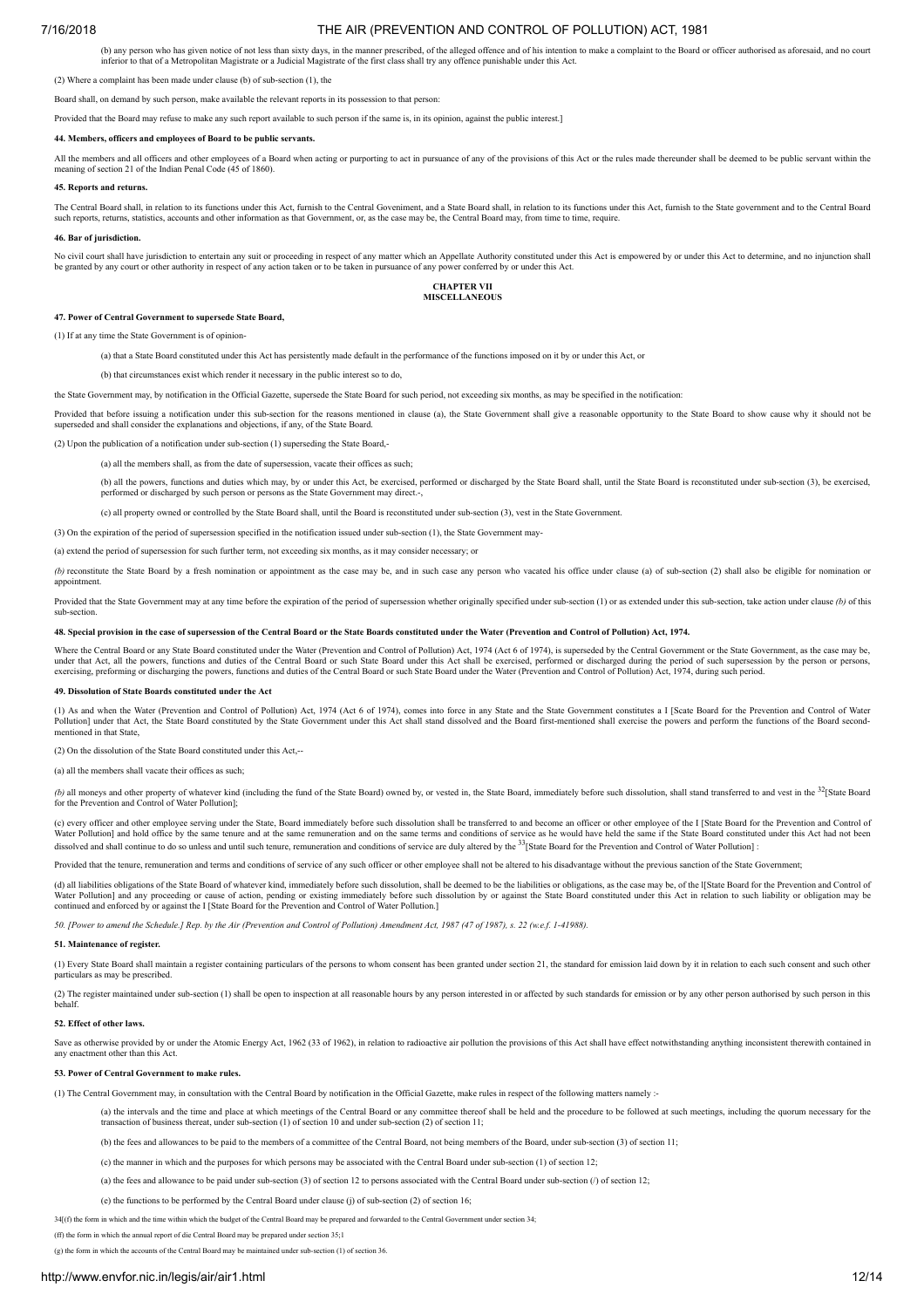(b) any person who has given notice of not less than sixty days, in the manner prescribed, of the alleged offence and of his intention to make a complaint to the Board or officer authorised as aforesaid, and no court inferior to that of a Metropolitan Magistrate or a Judicial Magistrate of the first class shall try any offence punishable under this Act.

(2) Where a complaint has been made under clause (b) of sub-section (1), the

Board shall, on demand by such person, make available the relevant reports in its possession to that person:

Provided that the Board may refuse to make any such report available to such person if the same is, in its opinion, against the public interest.]

**44. Members, officers and employees of Board to be public servants.**

All the members and all officers and other employees of a Board when acting or purporting to act in pursuance of any of the provisions of this Act or the rules made thereunder shall be deemed to be public servant within the meaning of section 21 of the Indian Penal Code (45 of 1860).

**45. Reports and returns.**

The Central Board shall, in relation to its functions under this Act, furnish to the Central Goveniment, and a State Board shall, in relation to its functions under this Act, furnish to the State government and to the Central Board such reports, returns, statistics, accounts and other information as that Government, or, as the case may be, the Central Board may, from time to time, require.

**46. Bar of jurisdiction.**

No civil court shall have jurisdiction to entertain any suit or proceeding in respect of any matter which an Appellate Authority constituted under this Act is empowered by or under this Act to determine, and no injunction shall be granted by any court or other authority in respect of any action taken or to be taken in pursuance of any power conferred by or under this Act.

## CHAPTER VII
## MISCELLANEOUS

**47. Power of Central Government to supersede State Board,**

(1) If at any time the State Government is of opinion-

(a) that a State Board constituted under this Act has persistently made default in the performance of the functions imposed on it by or under this Act, or

(b) that circumstances exist which render it necessary in the public interest so to do,

the State Government may, by notification in the Official Gazette, supersede the State Board for such period, not exceeding six months, as may be specified in the notification:

Provided that before issuing a notification under this sub-section for the reasons mentioned in clause (a), the State Government shall give a reasonable opportunity to the State Board to show cause why it should not be superseded and shall consider the explanations and objections, if any, of the State Board.

(2) Upon the publication of a notification under sub-section (1) superseding the State Board,-

(a) all the members shall, as from the date of supersession, vacate their offices as such;

(b) all the powers, functions and duties which may, by or under this Act, be exercised, performed or discharged by the State Board shall, until the State Board is reconstituted under sub-section (3), be exercised, performed or discharged by such person or persons as the State Government may direct.-,

(c) all property owned or controlled by the State Board shall, until the Board is reconstituted under sub-section (3), vest in the State Government.

(3) On the expiration of the period of supersession specified in the notification issued under sub-section (1), the State Government may-

(a) extend the period of supersession for such further term, not exceeding six months, as it may consider necessary; or

*(b)* reconstitute the State Board by a fresh nomination or appointment as the case may be, and in such case any person who vacated his office under clause (a) of sub-section (2) shall also be eligible for nomination or appointment.

Provided that the State Government may at any time before the expiration of the period of supersession whether originally specified under sub-section (1) or as extended under this sub-section, take action under clause *(b)* of this sub-section.

**48. Special provision in the case of supersession of the Central Board or the State Boards constituted under the Water (Prevention and Control of Pollution) Act, 1974.**

Where the Central Board or any State Board constituted under the Water (Prevention and Control of Pollution) Act, 1974 (Act 6 of 1974), is superseded by the Central Government or the State Government, as the case may be, under that Act, all the powers, functions and duties of the Central Board or such State Board under this Act shall be exercised, performed or discharged during the period of such supersession by the person or persons, exercising, preforming or discharging the powers, functions and duties of the Central Board or such State Board under the Water (Prevention and Control of Pollution) Act, 1974, during such period.

**49. Dissolution of State Boards constituted under the Act**

(1) As and when the Water (Prevention and Control of Pollution) Act, 1974 (Act 6 of 1974), comes into force in any State and the State Government constitutes a I [Scate Board for the Prevention and Control of Water Pollution] under that Act, the State Board constituted by the State Government under this Act shall stand dissolved and the Board first-mentioned shall exercise the powers and perform the functions of the Board second-mentioned in that State,

(2) On the dissolution of the State Board constituted under this Act,--

(a) all the members shall vacate their offices as such;

*(b)* all moneys and other property of whatever kind (including the fund of the State Board) owned by, or vested in, the State Board, immediately before such dissolution, shall stand transferred to and vest in the [32][State Board for the Prevention and Control of Water Pollution];

(c) every officer and other employee serving under the State, Board immediately before such dissolution shall be transferred to and become an officer or other employee of the I [State Board for the Prevention and Control of Water Pollution] and hold office by the same tenure and at the same remuneration and on the same terms and conditions of service as he would have held the same if the State Board constituted under this Act had not been dissolved and shall continue to do so unless and until such tenure, remuneration and conditions of service are duly altered by the [33][State Board for the Prevention and Control of Water Pollution] :

Provided that the tenure, remuneration and terms and conditions of service of any such officer or other employee shall not be altered to his disadvantage without the previous sanction of the State Government;

(d) all liabilities obligations of the State Board of whatever kind, immediately before such dissolution, shall be deemed to be the liabilities or obligations, as the case may be, of the I[State Board for the Prevention and Control of Water Pollution] and any proceeding or cause of action, pending or existing immediately before such dissolution by or against the State Board constituted under this Act in relation to such liability or obligation may be continued and enforced by or against the I [State Board for the Prevention and Control of Water Pollution.]

*50. [Power to amend the Schedule.] Rep. by the Air (Prevention and Control of Pollution) Amendment Act, 1987 (47 of 1987), s. 22 (w.e.f. 1-41988).*

**51. Maintenance of register.**

(1) Every State Board shall maintain a register containing particulars of the persons to whom consent has been granted under section 21, the standard for emission laid down by it in relation to each such consent and such other particulars as may be prescribed.

(2) The register maintained under sub-section (1) shall be open to inspection at all reasonable hours by any person interested in or affected by such standards for emission or by any other person authorised by such person in this behalf.

**52. Effect of other laws.**

Save as otherwise provided by or under the Atomic Energy Act, 1962 (33 of 1962), in relation to radioactive air pollution the provisions of this Act shall have effect notwithstanding anything inconsistent therewith contained in any enactment other than this Act.

**53. Power of Central Government to make rules.**

(1) The Central Government may, in consultation with the Central Board by notification in the Official Gazette, make rules in respect of the following matters namely :-

(a) the intervals and the time and place at which meetings of the Central Board or any committee thereof shall be held and the procedure to be followed at such meetings, including the quorum necessary for the transaction of business thereat, under sub-section (1) of section 10 and under sub-section (2) of section 11;

(b) the fees and allowances to be paid to the members of a committee of the Central Board, not being members of the Board, under sub-section (3) of section 11;

(c) the manner in which and the purposes for which persons may be associated with the Central Board under sub-section (1) of section 12;

(a) the fees and allowance to be paid under sub-section (3) of section 12 to persons associated with the Central Board under sub-section (/) of section 12;

(e) the functions to be performed by the Central Board under clause (j) of sub-section (2) of section 16;

34[(f) the form in which and the time within which the budget of the Central Board may be prepared and forwarded to the Central Government under section 34;

(ff) the form in which the annual report of die Central Board may be prepared under section 35;1

(g) the form in which the accounts of the Central Board may be maintained under sub-section (1) of section 36.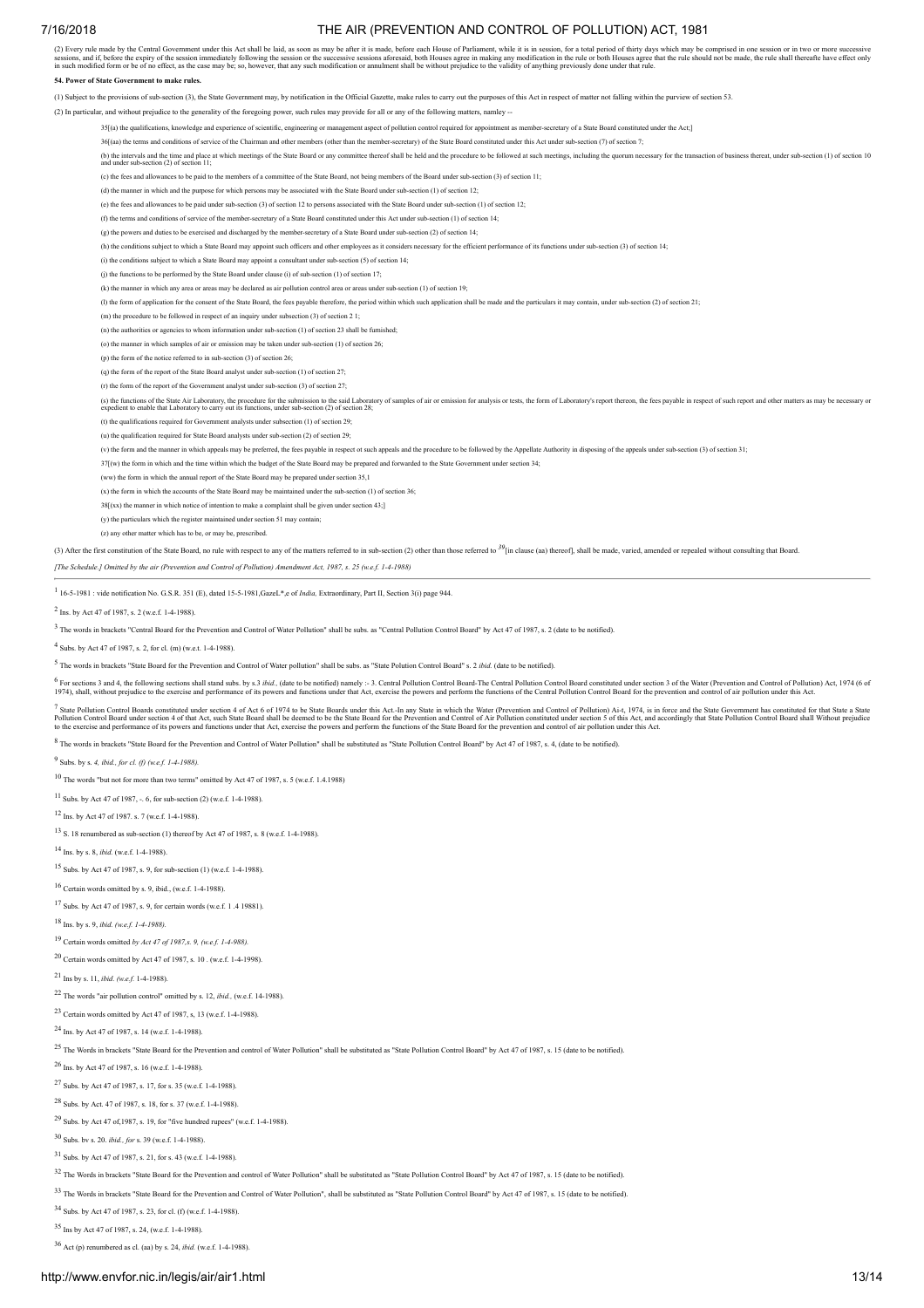(2) Every rule made by the Central Government under this Act shall be laid, as soon as may be after it is made, before each House of Parliament, while it is in session, for a total period of thirty days which may be comprised in one session or in two or more successive sessions, and if, before the expiry of the session immediately following the session or the successive sessions aforesaid, both Houses agree in making any modification in the rule or both Houses agree that the rule should not be made, the rule shall thereafte have effect only in such modified form or be of no effect, as the case may be; so, however, that any such modification or annulment shall be without prejudice to the validity of anything previously done under that rule.

**54. Power of State Government to make rules.**

(1) Subject to the provisions of sub-section (3), the State Government may, by notification in the Official Gazette, make rules to carry out the purposes of this Act in respect of matter not falling within the purview of section 53.

(2) In particular, and without prejudice to the generality of the foregoing power, such rules may provide for all or any of the following matters, namley --

35[(a) the qualifications, knowledge and experience of scientific, engineering or management aspect of pollution control required for appointment as member-secretary of a State Board constituted under the Act;]

36[(aa) the terms and conditions of service of the Chairman and other members (other than the member-secretary) of the State Board constituted under this Act under sub-section (7) of section 7;

(b) the intervals and the time and place at which meetings of the State Board or any committee thereof shall be held and the procedure to be followed at such meetings, including the quorum necessary for the transaction of business thereat, under sub-section (1) of section 10 and under sub-section (2) of section 11;

(c) the fees and allowances to be paid to the members of a committee of the State Board, not being members of the Board under sub-section (3) of section 11;

(d) the manner in which and the purpose for which persons may be associated with the State Board under sub-section (1) of section 12;

(e) the fees and allowances to be paid under sub-section (3) of section 12 to persons associated with the State Board under sub-section (1) of section 12;

(f) the terms and conditions of service of the member-secretary of a State Board constituted under this Act under sub-section (1) of section 14;

(g) the powers and duties to be exercised and discharged by the member-secretary of a State Board under sub-section (2) of section 14;

(h) the conditions subject to which a State Board may appoint such officers and other employees as it considers necessary for the efficient performance of its functions under sub-section (3) of section 14;

(i) the conditions subject to which a State Board may appoint a consultant under sub-section (5) of section 14;

(j) the functions to be performed by the State Board under clause (i) of sub-section (1) of section 17;

(k) the manner in which any area or areas may be declared as air pollution control area or areas under sub-section (1) of section 19;

(l) the form of application for the consent of the State Board, the fees payable therefore, the period within which such application shall be made and the particulars it may contain, under sub-section (2) of section 21;

(m) the procedure to be followed in respect of an inquiry under subsection (3) of section 2 1;

(n) the authorities or agencies to whom information under sub-section (1) of section 23 shall be furnished;

(o) the manner in which samples of air or emission may be taken under sub-section (1) of section 26;

(p) the form of the notice referred to in sub-section (3) of section 26;

(q) the form of the report of the State Board analyst under sub-section (1) of section 27;

(r) the form of the report of the Government analyst under sub-section (3) of section 27;

(s) the functions of the State Air Laboratory, the procedure for the submission to the said Laboratory of samples of air or emission for analysis or tests, the form of Laboratory's report thereon, the fees payable in respect of such report and other matters as may be necessary or expedient to enable that Laboratory to carry out its functions, under sub-section (2) of section 28;

(t) the qualifications required for Government analysts under subsection (1) of section 29;

(u) the qualification required for State Board analysts under sub-section (2) of section 29;

(v) the form and the manner in which appeals may be preferred, the fees payable in respect ot such appeals and the procedure to be followed by the Appellate Authority in disposing of the appeals under sub-section (3) of section 31;

37[(w) the form in which and the time within which the budget of the State Board may be prepared and forwarded to the State Government under section 34;

(ww) the form in which the annual report of the State Board may be prepared under section 35,1

(x) the form in which the accounts of the State Board may be maintained under the sub-section (1) of section 36;

38[(xx) the manner in which notice of intention to make a complaint shall be given under section 43;]

(y) the particulars which the register maintained under section 51 may contain;

(z) any other matter which has to be, or may be, prescribed.

(3) After the first constitution of the State Board, no rule with respect to any of the matters referred to in sub-section (2) other than those referred to [39][in clause (aa) thereof], shall be made, varied, amended or repealed without consulting that Board.

*[The Schedule.] Omitted by the air (Prevention and Control of Pollution) Amendment Act, 1987, s. 25 (w.e.f. 1-4-1988)*

---

[1] 16-5-1981 : vide notification No. G.S.R. 351 (E), dated 15-5-1981,GazeL\*,e of *India,* Extraordinary, Part II, Section 3(i) page 944.

[2] Ins. by Act 47 of 1987, s. 2 (w.e.f. 1-4-1988).

[3] The words in brackets "Central Board for the Prevention and Control of Water Pollution" shall be subs. as "Central Pollution Control Board" by Act 47 of 1987, s. 2 (date to be notified).

[4] Subs. by Act 47 of 1987, s. 2, for cl. (m) (w.e.t. 1-4-1988).

[5] The words in brackets "State Board for the Prevention and Control of Water pollution" shall be subs. as "State Polution Control Board" s. 2 *ibid.* (date to be notified).

[6] For sections 3 and 4, the following sections shall stand subs. by s.3 *ibid.,* (date to be notified) namely :- 3. Central Pollution Control Board-The Central Pollution Control Board constituted under section 3 of the Water (Prevention and Control of Pollution) Act, 1974 (6 of 1974), shall, without prejudice to the exercise and performance of its powers and functions under that Act, exercise the powers and perform the functions of the Central Pollution Control Board for the prevention and control of air pollution under this Act.

[7] State Pollution Control Boards constituted under section 4 of Act 6 of 1974 to be State Boards under this Act.-In any State in which the Water (Prevention and Control of Pollution) Ai-t, 1974, is in force and the State Government has constituted for that State a State Pollution Control Board under section 4 of that Act, such State Board shall be deemed to be the State Board for the Prevention and Control of Air Pollution constituted under section 5 of this Act, and accordingly that State Pollution Control Board shall Without prejudice to the exercise and performance of its powers and functions under that Act, exercise the powers and perform the functions of the State Board for the prevention and control of air pollution under this Act.

[8] The words in brackets "State Board for the Prevention and Control of Water Pollution" shall be substituted as "State Pollution Control Board" by Act 47 of 1987, s. 4, (date to be notified).

[9] Subs. by s. *4, ibid., for cl. (f) (w.e.f. 1-4-1988).*

[10] The words "but not for more than two terms" omitted by Act 47 of 1987, s. 5 (w.e.f. 1.4.1988)

[11] Subs. by Act 47 of 1987, -. 6, for sub-section (2) (w.e.f. 1-4-1988).

[12] Ins. by Act 47 of 1987. s. 7 (w.e.f. 1-4-1988).

[13] S. 18 renumbered as sub-section (1) thereof by Act 47 of 1987, s. 8 (w.e.f. 1-4-1988).

[14] Ins. by s. 8, *ibid.* (w.e.f. 1-4-1988).

[15] Subs. by Act 47 of 1987, s. 9, for sub-section (1) (w.e.f. 1-4-1988).

[16] Certain words omitted by s. 9, ibid., (w.e.f. 1-4-1988).

[17] Subs. by Act 47 of 1987, s. 9, for certain words (w.e.f. 1 .4 19881).

[18] Ins. by s. 9, *ibid. (w.e.f. 1-4-1988).*

[19] Certain words omitted *by Act 47 of 1987,s. 9, (w.e.f. 1-4-988).*

[20] Certain words omitted by Act 47 of 1987, s. 10 . (w.e.f. 1-4-1998).

[21] Ins by s. 11, *ibid. (w.e.f.* 1-4-1988).

[22] The words "air pollution control" omitted by s. 12, *ibid.,* (w.e.f. 14-1988).

[23] Certain words omitted by Act 47 of 1987, s, 13 (w.e.f. 1-4-1988).

[24] Ins. by Act 47 of 1987, s. 14 (w.e.f. 1-4-1988).

[25] The Words in brackets "State Board for the Prevention and control of Water Pollution" shall be substituted as "State Pollution Control Board" by Act 47 of 1987, s. 15 (date to be notified).

[26] Ins. by Act 47 of 1987, s. 16 (w.e.f. 1-4-1988).

[27] Subs. by Act 47 of 1987, s. 17, for s. 35 (w.e.f. 1-4-1988).

[28] Subs. by Act. 47 of 1987, s. 18, for s. 37 (w.e.f. 1-4-1988).

[29] Subs. by Act 47 of,1987, s. 19, for "five hundred rupees" (w.e.f. 1-4-1988).

[30] Subs. bv s. 20. *ibid., for* s. 39 (w.e.f. 1-4-1988).

[31] Subs. by Act 47 of 1987, s. 21, for s. 43 (w.e.f. 1-4-1988).

[32] The words in brackets "State Board for the Prevention and control of Water Pollution" shall be substituted as "State Pollution Control Board" by Act 47 of 1987, s. 15 (date to be notified).

[33] The Words in brackets "State Board for the Prevention and Control of Water Pollution", shall be substituted as "State Pollution Control Board" by Act 47 of 1987, s. 15 (date to be notified).

[34] Subs. by Act 47 of 1987, s. 23, for cl. (f) (w.e.f. 1-4-1988).

[35] Ins by Act 47 of 1987, s. 24, (w.e.f. 1-4-1988).

[36] Act (p) renumbered as cl. (aa) by s. 24, *ibid.* (w.e.f. 1-4-1988).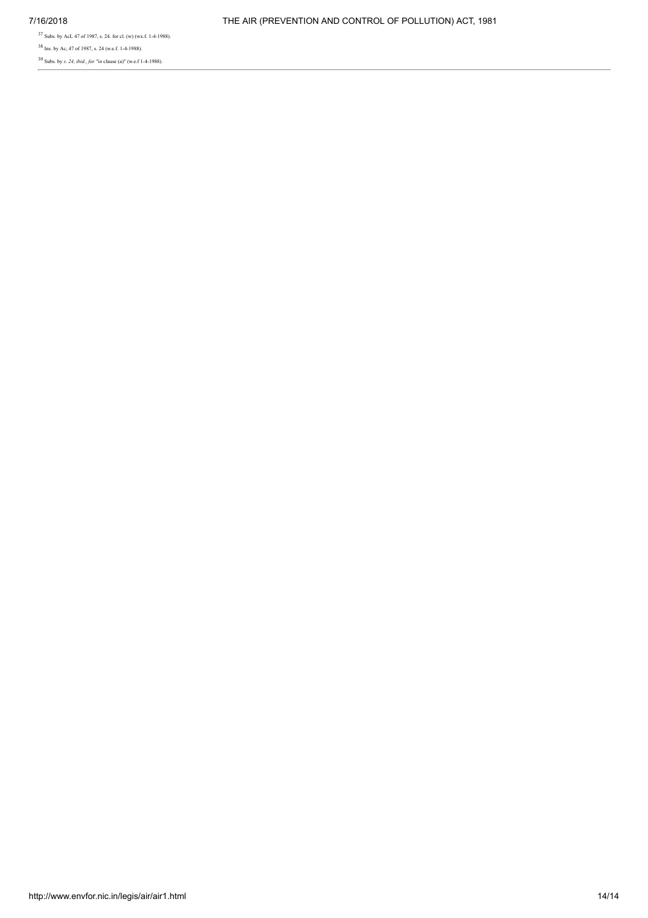[37] Subs. by AcL 47 of 1987, s. 24. for cl. (w) (wx.f. 1-4-1988).

[38] Ins. by Ac, 47 of 1987, s. 24 (w.e.f. 1-4-1988).

[39] Subs. by *s. 24, ibid., for "in* clause (a)" (w.e.f 1-4-1988).